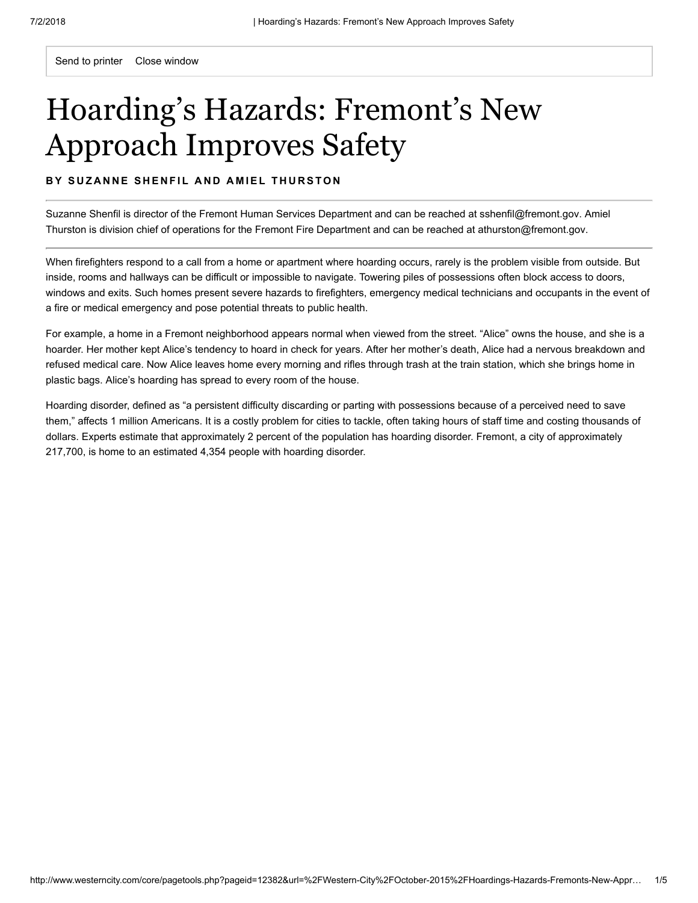# Hoarding's Hazards: Fremont's New Approach Improves Safety

**BY SUZANNE SHENFIL AND AMIEL THURSTON**

Suzanne Shenfil is director of the Fremont Human Services Department and can be reached at sshenfil@fremont.gov. Amiel Thurston is division chief of operations for the Fremont Fire Department and can be reached at athurston@fremont.gov.

When firefighters respond to a call from a home or apartment where hoarding occurs, rarely is the problem visible from outside. But inside, rooms and hallways can be difficult or impossible to navigate. Towering piles of possessions often block access to doors, windows and exits. Such homes present severe hazards to firefighters, emergency medical technicians and occupants in the event of a fire or medical emergency and pose potential threats to public health.

For example, a home in a Fremont neighborhood appears normal when viewed from the street. "Alice" owns the house, and she is a hoarder. Her mother kept Alice's tendency to hoard in check for years. After her mother's death, Alice had a nervous breakdown and refused medical care. Now Alice leaves home every morning and rifles through trash at the train station, which she brings home in plastic bags. Alice's hoarding has spread to every room of the house.

Hoarding disorder, defined as "a persistent difficulty discarding or parting with possessions because of a perceived need to save them," affects 1 million Americans. It is a costly problem for cities to tackle, often taking hours of staff time and costing thousands of dollars. Experts estimate that approximately 2 percent of the population has hoarding disorder. Fremont, a city of approximately 217,700, is home to an estimated 4,354 people with hoarding disorder.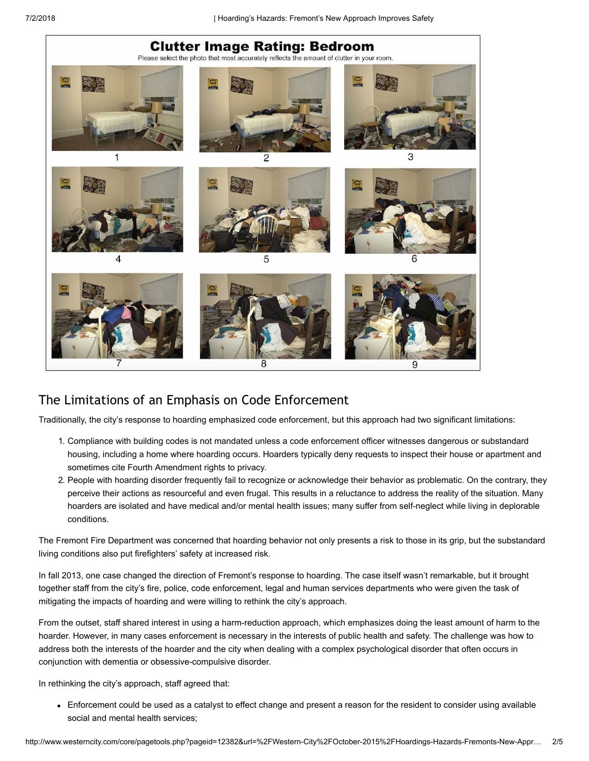**Clutter Image Rating: Bedroom**

Please select the photo that most accurately reflects the amount of clutter in your room.

1 2 3

4 5 6

7 8 9

## The Limitations of an Emphasis on Code Enforcement

Traditionally, the city's response to hoarding emphasized code enforcement, but this approach had two significant limitations:

1. Compliance with building codes is not mandated unless a code enforcement officer witnesses dangerous or substandard housing, including a home where hoarding occurs. Hoarders typically deny requests to inspect their house or apartment and sometimes cite Fourth Amendment rights to privacy.
2. People with hoarding disorder frequently fail to recognize or acknowledge their behavior as problematic. On the contrary, they perceive their actions as resourceful and even frugal. This results in a reluctance to address the reality of the situation. Many hoarders are isolated and have medical and/or mental health issues; many suffer from self-neglect while living in deplorable conditions.

The Fremont Fire Department was concerned that hoarding behavior not only presents a risk to those in its grip, but the substandard living conditions also put firefighters' safety at increased risk.

In fall 2013, one case changed the direction of Fremont's response to hoarding. The case itself wasn't remarkable, but it brought together staff from the city's fire, police, code enforcement, legal and human services departments who were given the task of mitigating the impacts of hoarding and were willing to rethink the city's approach.

From the outset, staff shared interest in using a harm-reduction approach, which emphasizes doing the least amount of harm to the hoarder. However, in many cases enforcement is necessary in the interests of public health and safety. The challenge was how to address both the interests of the hoarder and the city when dealing with a complex psychological disorder that often occurs in conjunction with dementia or obsessive-compulsive disorder.

In rethinking the city's approach, staff agreed that:

- Enforcement could be used as a catalyst to effect change and present a reason for the resident to consider using available social and mental health services;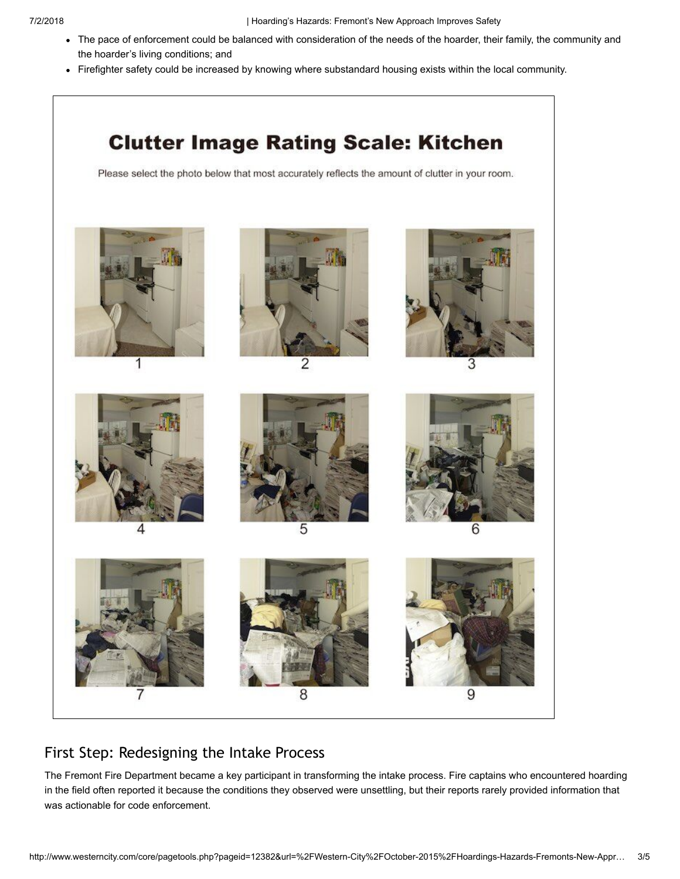- The pace of enforcement could be balanced with consideration of the needs of the hoarder, their family, the community and the hoarder's living conditions; and
- Firefighter safety could be increased by knowing where substandard housing exists within the local community.

**Clutter Image Rating Scale: Kitchen**

Please select the photo below that most accurately reflects the amount of clutter in your room.

1 2 3

4 5 6

7 8 9

## First Step: Redesigning the Intake Process

The Fremont Fire Department became a key participant in transforming the intake process. Fire captains who encountered hoarding in the field often reported it because the conditions they observed were unsettling, but their reports rarely provided information that was actionable for code enforcement.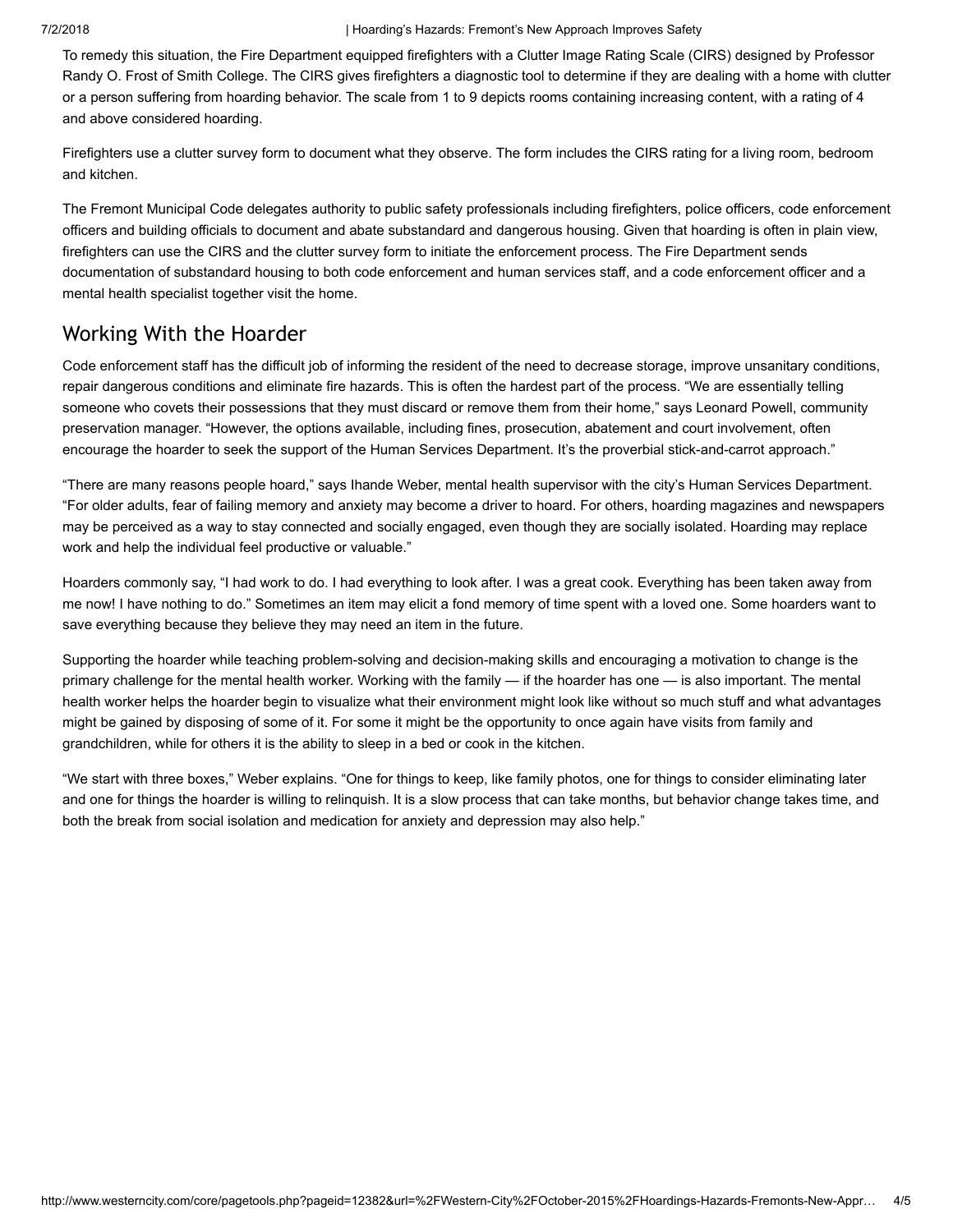To remedy this situation, the Fire Department equipped firefighters with a Clutter Image Rating Scale (CIRS) designed by Professor Randy O. Frost of Smith College. The CIRS gives firefighters a diagnostic tool to determine if they are dealing with a home with clutter or a person suffering from hoarding behavior. The scale from 1 to 9 depicts rooms containing increasing content, with a rating of 4 and above considered hoarding.

Firefighters use a clutter survey form to document what they observe. The form includes the CIRS rating for a living room, bedroom and kitchen.

The Fremont Municipal Code delegates authority to public safety professionals including firefighters, police officers, code enforcement officers and building officials to document and abate substandard and dangerous housing. Given that hoarding is often in plain view, firefighters can use the CIRS and the clutter survey form to initiate the enforcement process. The Fire Department sends documentation of substandard housing to both code enforcement and human services staff, and a code enforcement officer and a mental health specialist together visit the home.

## Working With the Hoarder

Code enforcement staff has the difficult job of informing the resident of the need to decrease storage, improve unsanitary conditions, repair dangerous conditions and eliminate fire hazards. This is often the hardest part of the process. "We are essentially telling someone who covets their possessions that they must discard or remove them from their home," says Leonard Powell, community preservation manager. "However, the options available, including fines, prosecution, abatement and court involvement, often encourage the hoarder to seek the support of the Human Services Department. It's the proverbial stick-and-carrot approach."

"There are many reasons people hoard," says Ihande Weber, mental health supervisor with the city's Human Services Department. "For older adults, fear of failing memory and anxiety may become a driver to hoard. For others, hoarding magazines and newspapers may be perceived as a way to stay connected and socially engaged, even though they are socially isolated. Hoarding may replace work and help the individual feel productive or valuable."

Hoarders commonly say, "I had work to do. I had everything to look after. I was a great cook. Everything has been taken away from me now! I have nothing to do." Sometimes an item may elicit a fond memory of time spent with a loved one. Some hoarders want to save everything because they believe they may need an item in the future.

Supporting the hoarder while teaching problem-solving and decision-making skills and encouraging a motivation to change is the primary challenge for the mental health worker. Working with the family — if the hoarder has one — is also important. The mental health worker helps the hoarder begin to visualize what their environment might look like without so much stuff and what advantages might be gained by disposing of some of it. For some it might be the opportunity to once again have visits from family and grandchildren, while for others it is the ability to sleep in a bed or cook in the kitchen.

"We start with three boxes," Weber explains. "One for things to keep, like family photos, one for things to consider eliminating later and one for things the hoarder is willing to relinquish. It is a slow process that can take months, but behavior change takes time, and both the break from social isolation and medication for anxiety and depression may also help."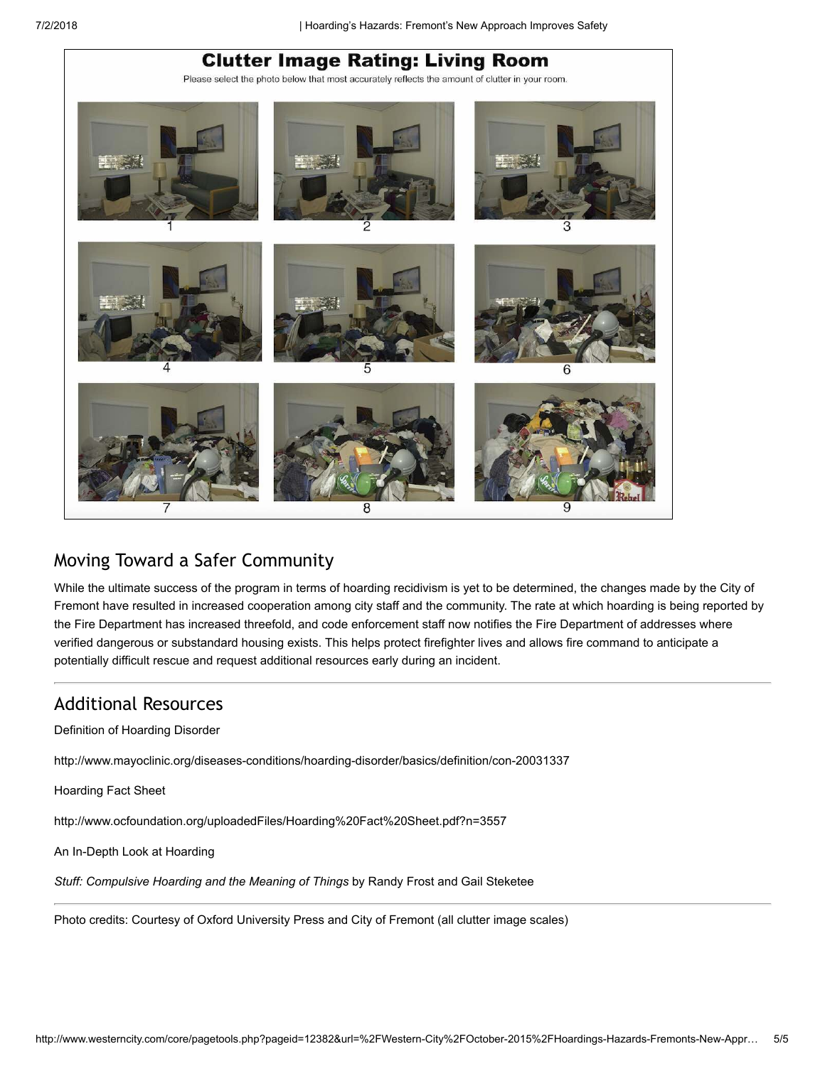**Clutter Image Rating: Living Room**

Please select the photo below that most accurately reflects the amount of clutter in your room.

1 2 3

4 5 6

7 8 9

## Moving Toward a Safer Community

While the ultimate success of the program in terms of hoarding recidivism is yet to be determined, the changes made by the City of Fremont have resulted in increased cooperation among city staff and the community. The rate at which hoarding is being reported by the Fire Department has increased threefold, and code enforcement staff now notifies the Fire Department of addresses where verified dangerous or substandard housing exists. This helps protect firefighter lives and allows fire command to anticipate a potentially difficult rescue and request additional resources early during an incident.

---

## Additional Resources

Definition of Hoarding Disorder

http://www.mayoclinic.org/diseases-conditions/hoarding-disorder/basics/definition/con-20031337

Hoarding Fact Sheet

http://www.ocfoundation.org/uploadedFiles/Hoarding%20Fact%20Sheet.pdf?n=3557

An In-Depth Look at Hoarding

*Stuff: Compulsive Hoarding and the Meaning of Things* by Randy Frost and Gail Steketee

---

Photo credits: Courtesy of Oxford University Press and City of Fremont (all clutter image scales)